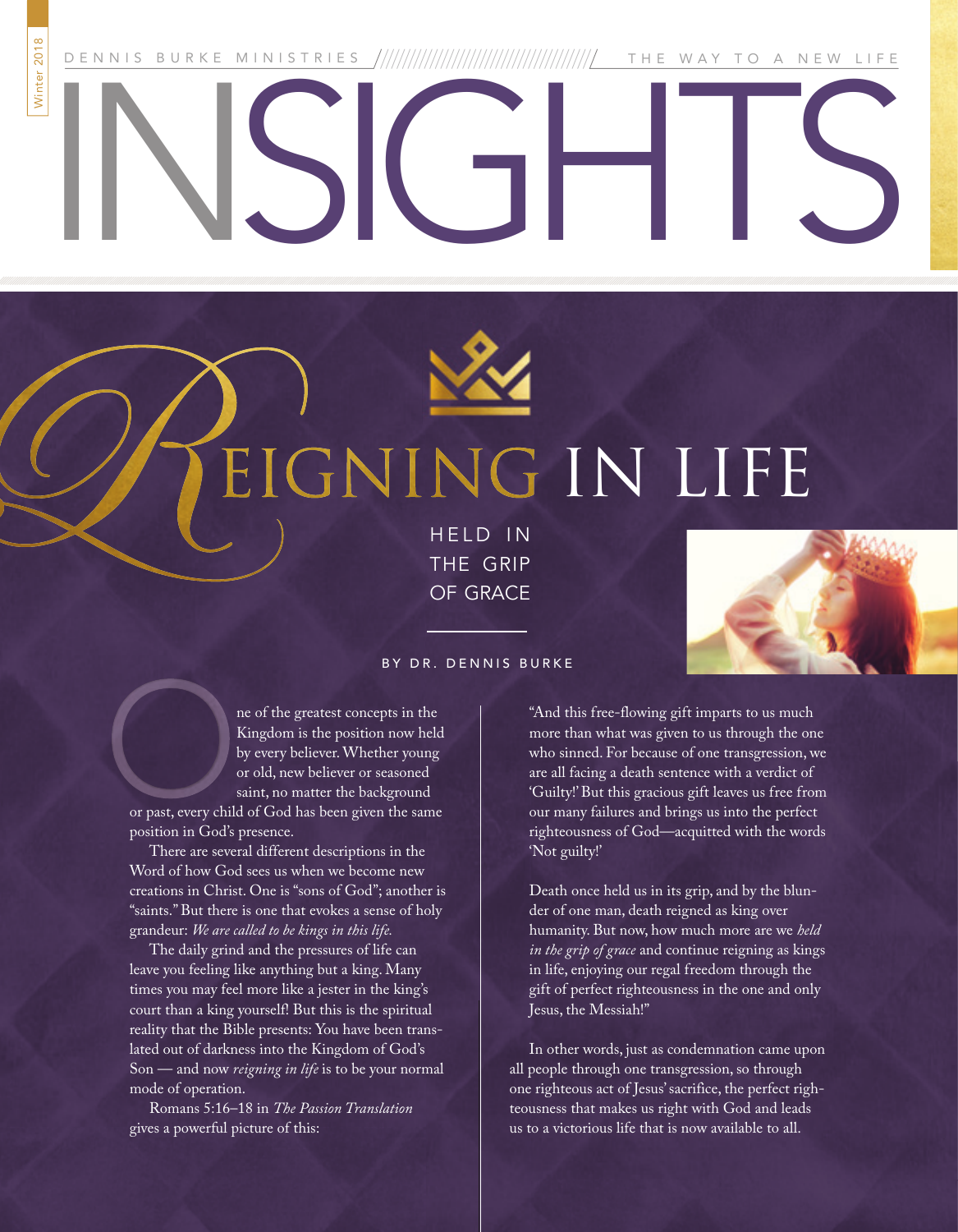DENNIS BURKE MINISTRIES — THE WAY TO A NEW LIFE

# INSIGHTS

## REIGNING IN LIFE

### HELD IN THE GRIP OF GRACE

BY DR. DENNIS BURKE

One of the greatest concepts in the Kingdom is the position now held by every believer. Whether young or old, new believer or seasoned saint, no matter the background or past, every child of God has been given the same position in God's presence.

There are several different descriptions in the Word of how God sees us when we become new creations in Christ. One is "sons of God"; another is "saints." But there is one that evokes a sense of holy grandeur: *We are called to be kings in this life.*

The daily grind and the pressures of life can leave you feeling like anything but a king. Many times you may feel more like a jester in the king's court than a king yourself! But this is the spiritual reality that the Bible presents: You have been translated out of darkness into the Kingdom of God's Son — and now *reigning in life* is to be your normal mode of operation.

Romans 5:16–18 in *The Passion Translation* gives a powerful picture of this:

"And this free-flowing gift imparts to us much more than what was given to us through the one who sinned. For because of one transgression, we are all facing a death sentence with a verdict of 'Guilty!' But this gracious gift leaves us free from our many failures and brings us into the perfect righteousness of God—acquitted with the words 'Not guilty!'

Death once held us in its grip, and by the blunder of one man, death reigned as king over humanity. But now, how much more are we *held in the grip of grace* and continue reigning as kings in life, enjoying our regal freedom through the gift of perfect righteousness in the one and only Jesus, the Messiah!"

In other words, just as condemnation came upon all people through one transgression, so through one righteous act of Jesus' sacrifice, the perfect righteousness that makes us right with God and leads us to a victorious life that is now available to all.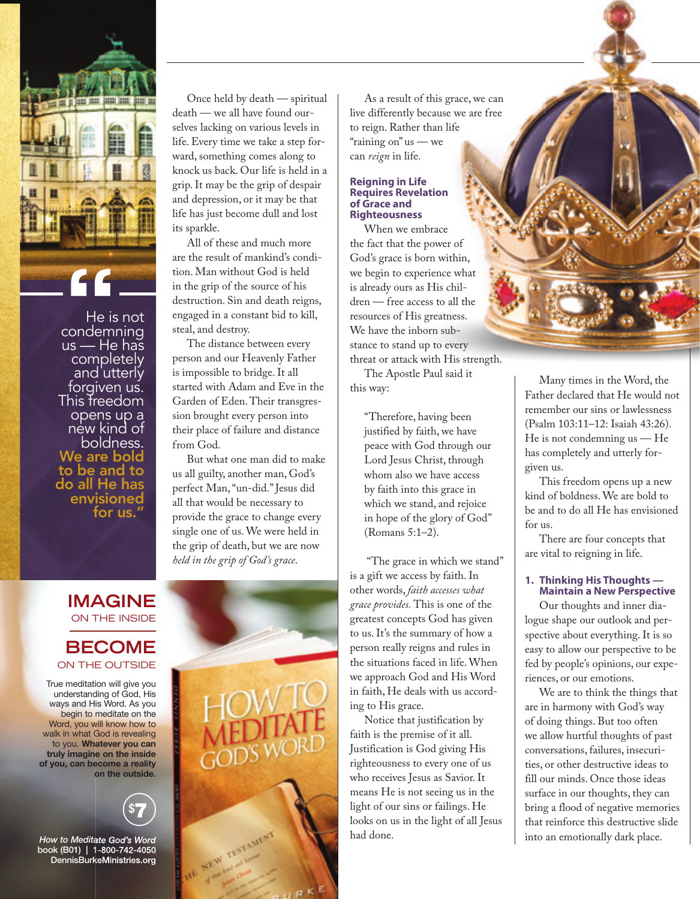Once held by death — spiritual death — we all have found ourselves lacking on various levels in life. Every time we take a step forward, something comes along to knock us back. Our life is held in a grip. It may be the grip of despair and depression, or it may be that life has just become dull and lost its sparkle.

All of these and much more are the result of mankind's condition. Man without God is held in the grip of the source of his destruction. Sin and death reigns, engaged in a constant bid to kill, steal, and destroy.

The distance between every person and our Heavenly Father is impossible to bridge. It all started with Adam and Eve in the Garden of Eden. Their transgression brought every person into their place of failure and distance from God.

But what one man did to make us all guilty, another man, God's perfect Man, "un-did." Jesus did all that would be necessary to provide the grace to change every single one of us. We were held in the grip of death, but we are now *held in the grip of God's grace*.

As a result of this grace, we can live differently because we are free to reign. Rather than life "raining on" us — we can *reign* in life.

### Reigning in Life Requires Revelation of Grace and Righteousness

When we embrace the fact that the power of God's grace is born within, we begin to experience what is already ours as His children — free access to all the resources of His greatness. We have the inborn substance to stand up to every threat or attack with His strength.

The Apostle Paul said it this way:

> "Therefore, having been justified by faith, we have peace with God through our Lord Jesus Christ, through whom also we have access by faith into this grace in which we stand, and rejoice in hope of the glory of God" (Romans 5:1–2).

"The grace in which we stand" is a gift we access by faith. In other words, *faith accesses what grace provides.* This is one of the greatest concepts God has given to us. It's the summary of how a person really reigns and rules in the situations faced in life. When we approach God and His Word in faith, He deals with us according to His grace.

Notice that justification by faith is the premise of it all. Justification is God giving His righteousness to every one of us who receives Jesus as Savior. It means He is not seeing us in the light of our sins or failings. He looks on us in the light of all Jesus had done.

Many times in the Word, the Father declared that He would not remember our sins or lawlessness (Psalm 103:11–12: Isaiah 43:26). He is not condemning us — He has completely and utterly forgiven us.

This freedom opens up a new kind of boldness. We are bold to be and to do all He has envisioned for us.

There are four concepts that are vital to reigning in life.

### 1. Thinking His Thoughts — Maintain a New Perspective

Our thoughts and inner dialogue shape our outlook and perspective about everything. It is so easy to allow our perspective to be fed by people's opinions, our experiences, or our emotions.

We are to think the things that are in harmony with God's way of doing things. But too often we allow hurtful thoughts of past conversations, failures, insecurities, or other destructive ideas to fill our minds. Once those ideas surface in our thoughts, they can bring a flood of negative memories that reinforce this destructive slide into an emotionally dark place.

> "He is not condemning us — He has completely and utterly forgiven us. This freedom opens up a new kind of boldness. **We are bold to be and to do all He has envisioned for us.**"

**IMAGINE** ON THE INSIDE

**BECOME** ON THE OUTSIDE

True meditation will give you understanding of God, His ways and His Word. As you begin to meditate on the Word, you will know how to walk in what God is revealing to you. **Whatever you can truly imagine on the inside of you, can become a reality on the outside.**

$7

*How to Meditate God's Word* book (B01) | 1-800-742-4050
DennisBurkeMinistries.org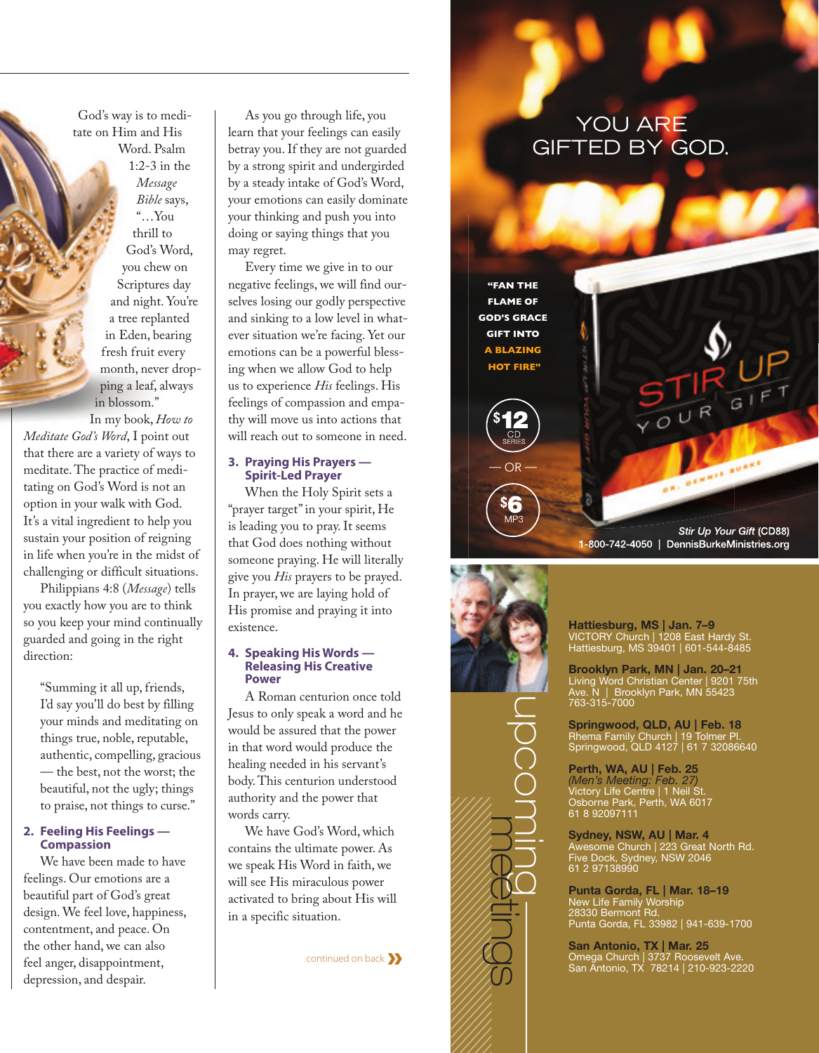God's way is to meditate on Him and His Word. Psalm 1:2-3 in the *Message Bible* says, "…You thrill to God's Word, you chew on Scriptures day and night. You're a tree replanted in Eden, bearing fresh fruit every month, never dropping a leaf, always in blossom."

In my book, *How to Meditate God's Word*, I point out that there are a variety of ways to meditate. The practice of meditating on God's Word is not an option in your walk with God. It's a vital ingredient to help you sustain your position of reigning in life when you're in the midst of challenging or difficult situations.

Philippians 4:8 (*Message*) tells you exactly how you are to think so you keep your mind continually guarded and going in the right direction:

> "Summing it all up, friends, I'd say you'll do best by filling your minds and meditating on things true, noble, reputable, authentic, compelling, gracious — the best, not the worst; the beautiful, not the ugly; things to praise, not things to curse."

### 2. Feeling His Feelings — Compassion

We have been made to have feelings. Our emotions are a beautiful part of God's great design. We feel love, happiness, contentment, and peace. On the other hand, we can also feel anger, disappointment, depression, and despair.

As you go through life, you learn that your feelings can easily betray you. If they are not guarded by a strong spirit and undergirded by a steady intake of God's Word, your emotions can easily dominate your thinking and push you into doing or saying things that you may regret.

Every time we give in to our negative feelings, we will find ourselves losing our godly perspective and sinking to a low level in whatever situation we're facing. Yet our emotions can be a powerful blessing when we allow God to help us to experience *His* feelings. His feelings of compassion and empathy will move us into actions that will reach out to someone in need.

### 3. Praying His Prayers — Spirit-Led Prayer

When the Holy Spirit sets a "prayer target" in your spirit, He is leading you to pray. It seems that God does nothing without someone praying. He will literally give you *His* prayers to be prayed. In prayer, we are laying hold of His promise and praying it into existence.

### 4. Speaking His Words — Releasing His Creative Power

A Roman centurion once told Jesus to only speak a word and he would be assured that the power in that word would produce the healing needed in his servant's body. This centurion understood authority and the power that words carry.

We have God's Word, which contains the ultimate power. As we speak His Word in faith, we will see His miraculous power activated to bring about His will in a specific situation.

continued on back »

---

## YOU ARE GIFTED BY GOD.

**"FAN THE FLAME OF GOD'S GRACE GIFT INTO A BLAZING HOT FIRE"**

**$12** CD SERIES — OR — **$6** MP3

*Stir Up Your Gift* (CD88)
1-800-742-4050 | DennisBurkeMinistries.org

---

## upcoming meetings

**Hattiesburg, MS | Jan. 7–9**
VICTORY Church | 1208 East Hardy St.
Hattiesburg, MS 39401 | 601-544-8485

**Brooklyn Park, MN | Jan. 20–21**
Living Word Christian Center | 9201 75th Ave. N | Brooklyn Park, MN 55423
763-315-7000

**Springwood, QLD, AU | Feb. 18**
Rhema Family Church | 19 Tolmer Pl.
Springwood, QLD 4127 | 61 7 32086640

**Perth, WA, AU | Feb. 25**
*(Men's Meeting: Feb. 27)*
Victory Life Centre | 1 Neil St.
Osborne Park, Perth, WA 6017
61 8 92097111

**Sydney, NSW, AU | Mar. 4**
Awesome Church | 223 Great North Rd.
Five Dock, Sydney, NSW 2046
61 2 97138990

**Punta Gorda, FL | Mar. 18–19**
New Life Family Worship
28330 Bermont Rd.
Punta Gorda, FL 33982 | 941-639-1700

**San Antonio, TX | Mar. 25**
Omega Church | 3737 Roosevelt Ave.
San Antonio, TX 78214 | 210-923-2220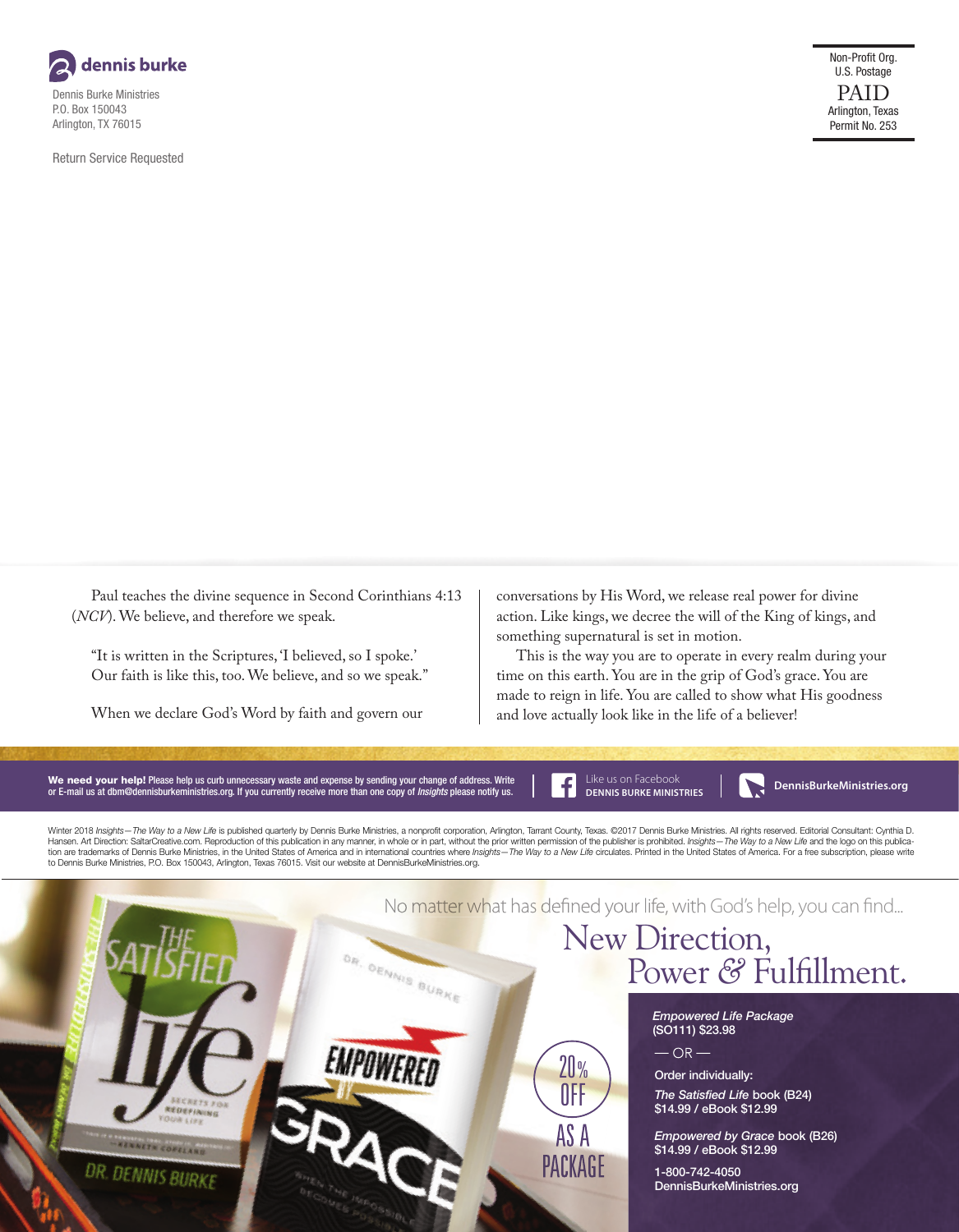dennis burke

Dennis Burke Ministries
P.O. Box 150043
Arlington, TX 76015

Return Service Requested

Non-Profit Org.
U.S. Postage
PAID
Arlington, Texas
Permit No. 253

Paul teaches the divine sequence in Second Corinthians 4:13 (*NCV*). We believe, and therefore we speak.

"It is written in the Scriptures, 'I believed, so I spoke.' Our faith is like this, too. We believe, and so we speak."

When we declare God's Word by faith and govern our conversations by His Word, we release real power for divine action. Like kings, we decree the will of the King of kings, and something supernatural is set in motion.

This is the way you are to operate in every realm during your time on this earth. You are in the grip of God's grace. You are made to reign in life. You are called to show what His goodness and love actually look like in the life of a believer!

**We need your help!** Please help us curb unnecessary waste and expense by sending your change of address. Write or E-mail us at dbm@dennisburkeministries.org. If you currently receive more than one copy of *Insights* please notify us.

Like us on Facebook
DENNIS BURKE MINISTRIES

DennisBurkeMinistries.org

Winter 2018 *Insights—The Way to a New Life* is published quarterly by Dennis Burke Ministries, a nonprofit corporation, Arlington, Tarrant County, Texas. ©2017 Dennis Burke Ministries. All rights reserved. Editorial Consultant: Cynthia D. Hansen. Art Direction: SaltarCreative.com. Reproduction of this publication in any manner, in whole or in part, without the prior written permission of the publisher is prohibited. *Insights—The Way to a New Life* and the logo on this publication are trademarks of Dennis Burke Ministries, in the United States of America and in international countries where *Insights—The Way to a New Life* circulates. Printed in the United States of America. For a free subscription, please write to Dennis Burke Ministries, P.O. Box 150043, Arlington, Texas 76015. Visit our website at DennisBurkeMinistries.org.

No matter what has defined your life, with God's help, you can find...

## New Direction, Power & Fulfillment.

20% OFF AS A PACKAGE

*Empowered Life Package*
(SO111) $23.98

— OR —

Order individually:

*The Satisfied Life* book (B24)
$14.99 / eBook $12.99

*Empowered by Grace* book (B26)
$14.99 / eBook $12.99

1-800-742-4050
DennisBurkeMinistries.org